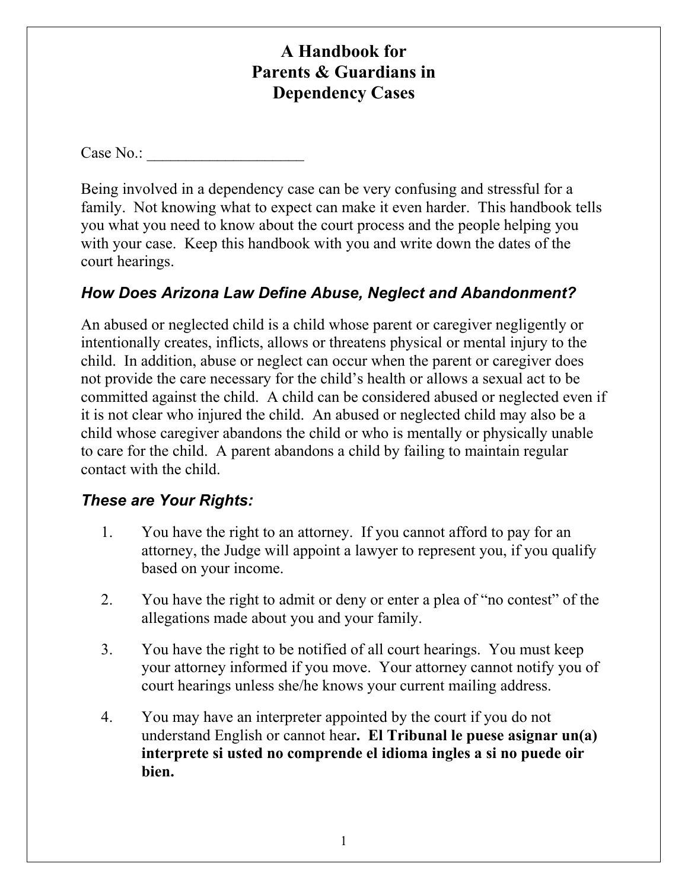# A Handbook for Parents & Guardians in Dependency Cases

Case No.: ____________________

Being involved in a dependency case can be very confusing and stressful for a family. Not knowing what to expect can make it even harder. This handbook tells you what you need to know about the court process and the people helping you with your case. Keep this handbook with you and write down the dates of the court hearings.

## *How Does Arizona Law Define Abuse, Neglect and Abandonment?*

An abused or neglected child is a child whose parent or caregiver negligently or intentionally creates, inflicts, allows or threatens physical or mental injury to the child. In addition, abuse or neglect can occur when the parent or caregiver does not provide the care necessary for the child's health or allows a sexual act to be committed against the child. A child can be considered abused or neglected even if it is not clear who injured the child. An abused or neglected child may also be a child whose caregiver abandons the child or who is mentally or physically unable to care for the child. A parent abandons a child by failing to maintain regular contact with the child.

## *These are Your Rights:*

1. You have the right to an attorney. If you cannot afford to pay for an attorney, the Judge will appoint a lawyer to represent you, if you qualify based on your income.

2. You have the right to admit or deny or enter a plea of "no contest" of the allegations made about you and your family.

3. You have the right to be notified of all court hearings. You must keep your attorney informed if you move. Your attorney cannot notify you of court hearings unless she/he knows your current mailing address.

4. You may have an interpreter appointed by the court if you do not understand English or cannot hear**. El Tribunal le puese asignar un(a) interprete si usted no comprende el idioma ingles a si no puede oir bien.**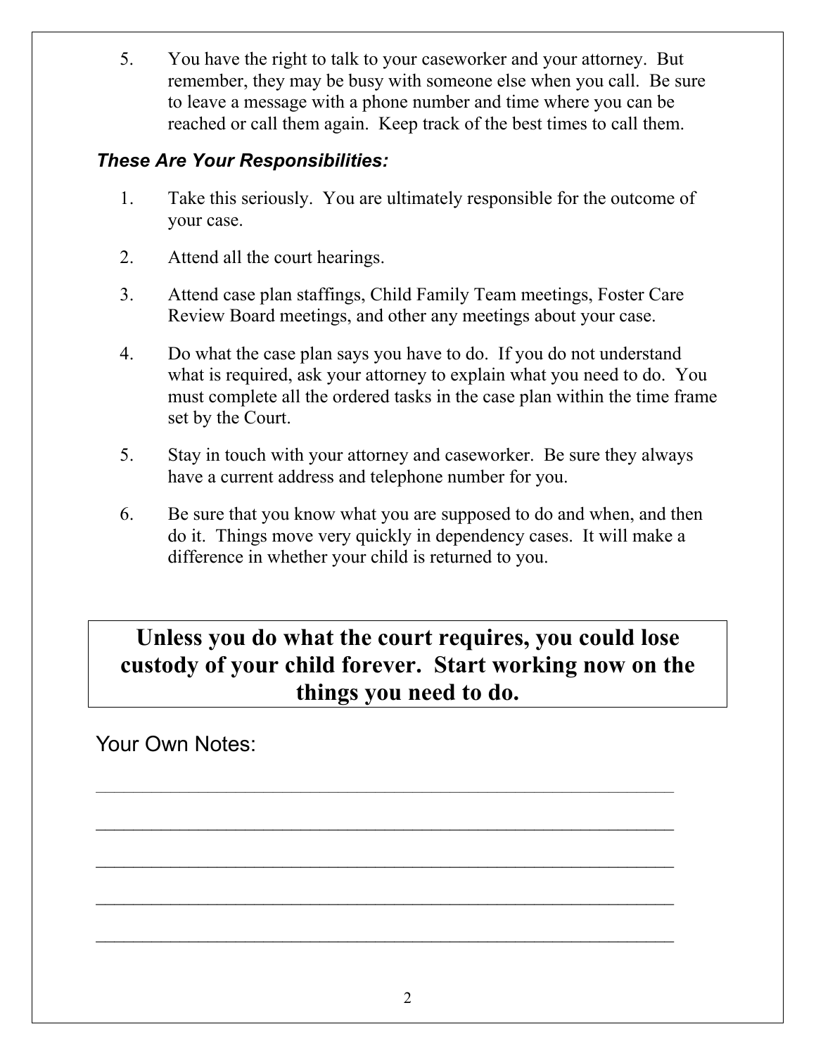5. You have the right to talk to your caseworker and your attorney. But remember, they may be busy with someone else when you call. Be sure to leave a message with a phone number and time where you can be reached or call them again. Keep track of the best times to call them.

***These Are Your Responsibilities:***

1. Take this seriously. You are ultimately responsible for the outcome of your case.

2. Attend all the court hearings.

3. Attend case plan staffings, Child Family Team meetings, Foster Care Review Board meetings, and other any meetings about your case.

4. Do what the case plan says you have to do. If you do not understand what is required, ask your attorney to explain what you need to do. You must complete all the ordered tasks in the case plan within the time frame set by the Court.

5. Stay in touch with your attorney and caseworker. Be sure they always have a current address and telephone number for you.

6. Be sure that you know what you are supposed to do and when, and then do it. Things move very quickly in dependency cases. It will make a difference in whether your child is returned to you.

**Unless you do what the court requires, you could lose custody of your child forever. Start working now on the things you need to do.**

Your Own Notes:

_______________________________________________________________

_______________________________________________________________

_______________________________________________________________

_______________________________________________________________

_______________________________________________________________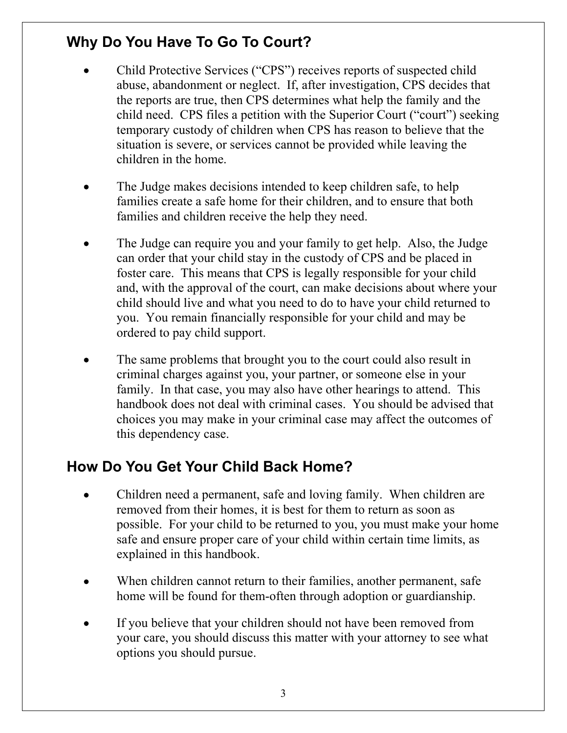## Why Do You Have To Go To Court?

- Child Protective Services ("CPS") receives reports of suspected child abuse, abandonment or neglect. If, after investigation, CPS decides that the reports are true, then CPS determines what help the family and the child need. CPS files a petition with the Superior Court ("court") seeking temporary custody of children when CPS has reason to believe that the situation is severe, or services cannot be provided while leaving the children in the home.

- The Judge makes decisions intended to keep children safe, to help families create a safe home for their children, and to ensure that both families and children receive the help they need.

- The Judge can require you and your family to get help. Also, the Judge can order that your child stay in the custody of CPS and be placed in foster care. This means that CPS is legally responsible for your child and, with the approval of the court, can make decisions about where your child should live and what you need to do to have your child returned to you. You remain financially responsible for your child and may be ordered to pay child support.

- The same problems that brought you to the court could also result in criminal charges against you, your partner, or someone else in your family. In that case, you may also have other hearings to attend. This handbook does not deal with criminal cases. You should be advised that choices you may make in your criminal case may affect the outcomes of this dependency case.

## How Do You Get Your Child Back Home?

- Children need a permanent, safe and loving family. When children are removed from their homes, it is best for them to return as soon as possible. For your child to be returned to you, you must make your home safe and ensure proper care of your child within certain time limits, as explained in this handbook.

- When children cannot return to their families, another permanent, safe home will be found for them-often through adoption or guardianship.

- If you believe that your children should not have been removed from your care, you should discuss this matter with your attorney to see what options you should pursue.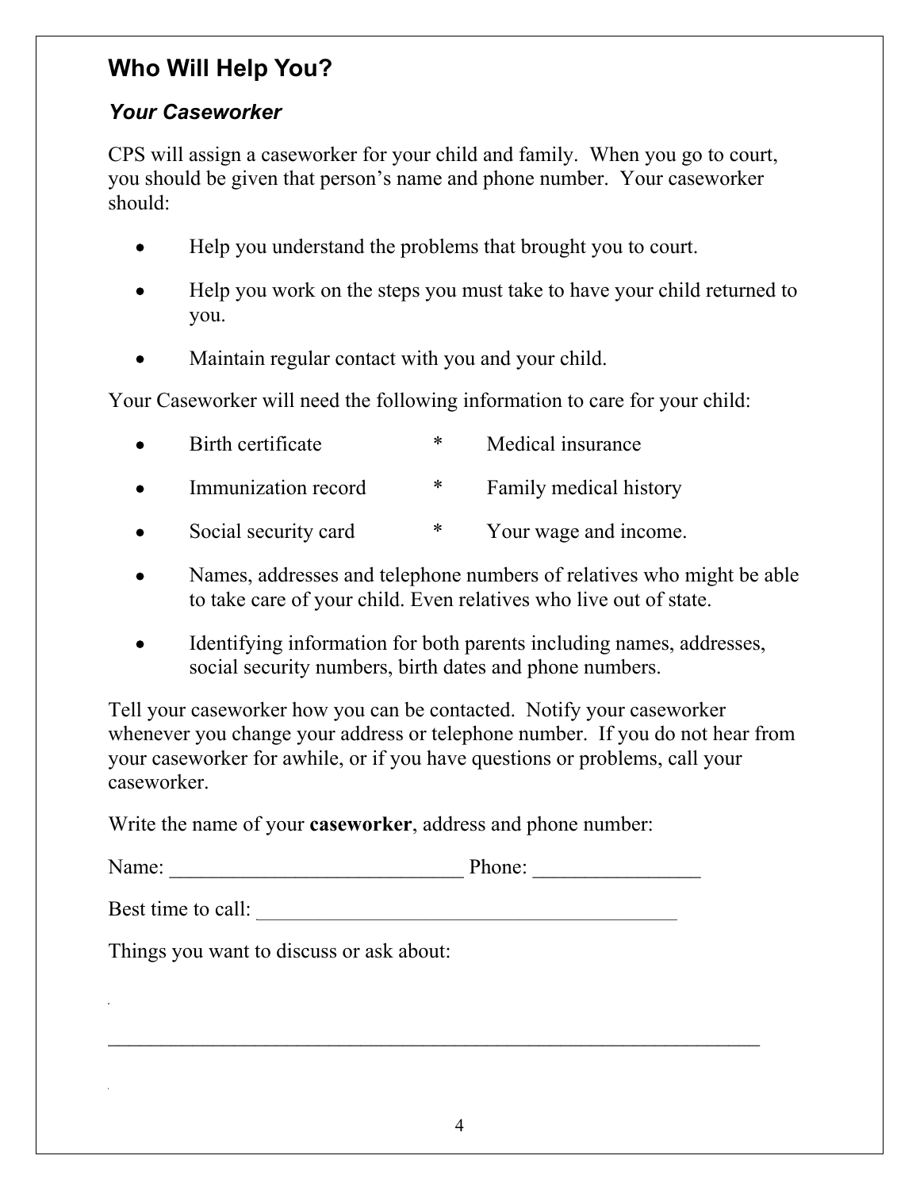## Who Will Help You?

### *Your Caseworker*

CPS will assign a caseworker for your child and family. When you go to court, you should be given that person's name and phone number. Your caseworker should:

- Help you understand the problems that brought you to court.
- Help you work on the steps you must take to have your child returned to you.
- Maintain regular contact with you and your child.

Your Caseworker will need the following information to care for your child:

- Birth certificate
- Immunization record
- Social security card
- Medical insurance
- Family medical history
- Your wage and income.
- Names, addresses and telephone numbers of relatives who might be able to take care of your child. Even relatives who live out of state.
- Identifying information for both parents including names, addresses, social security numbers, birth dates and phone numbers.

Tell your caseworker how you can be contacted. Notify your caseworker whenever you change your address or telephone number. If you do not hear from your caseworker for awhile, or if you have questions or problems, call your caseworker.

Write the name of your **caseworker**, address and phone number:

Name: ____________________________ Phone: ________________

Best time to call: ________________________________________

Things you want to discuss or ask about:

_______________________________________________________________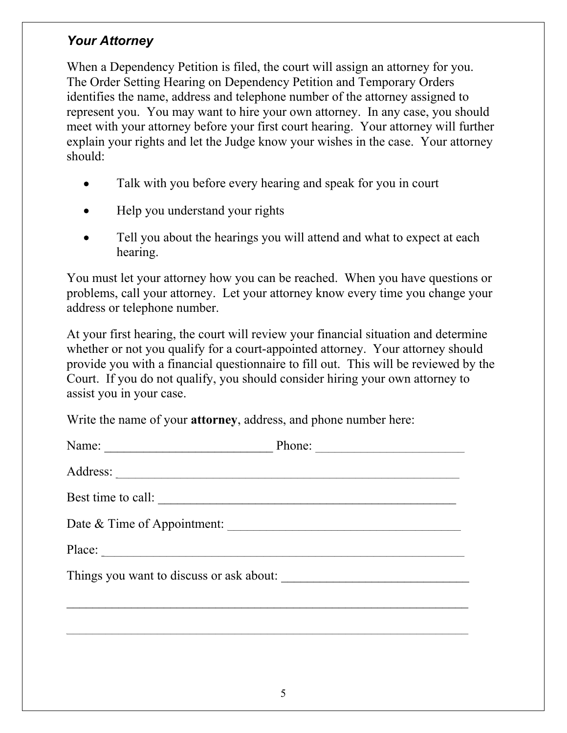### *Your Attorney*

When a Dependency Petition is filed, the court will assign an attorney for you. The Order Setting Hearing on Dependency Petition and Temporary Orders identifies the name, address and telephone number of the attorney assigned to represent you. You may want to hire your own attorney. In any case, you should meet with your attorney before your first court hearing. Your attorney will further explain your rights and let the Judge know your wishes in the case. Your attorney should:

- Talk with you before every hearing and speak for you in court
- Help you understand your rights
- Tell you about the hearings you will attend and what to expect at each hearing.

You must let your attorney how you can be reached. When you have questions or problems, call your attorney. Let your attorney know every time you change your address or telephone number.

At your first hearing, the court will review your financial situation and determine whether or not you qualify for a court-appointed attorney. Your attorney should provide you with a financial questionnaire to fill out. This will be reviewed by the Court. If you do not qualify, you should consider hiring your own attorney to assist you in your case.

Write the name of your **attorney**, address, and phone number here:

Name: __________________________ Phone: _______________________

Address: ______________________________________________________

Best time to call: _______________________________________________

Date & Time of Appointment: ____________________________________

Place: ________________________________________________________

Things you want to discuss or ask about: ____________________________

_______________________________________________________________

_______________________________________________________________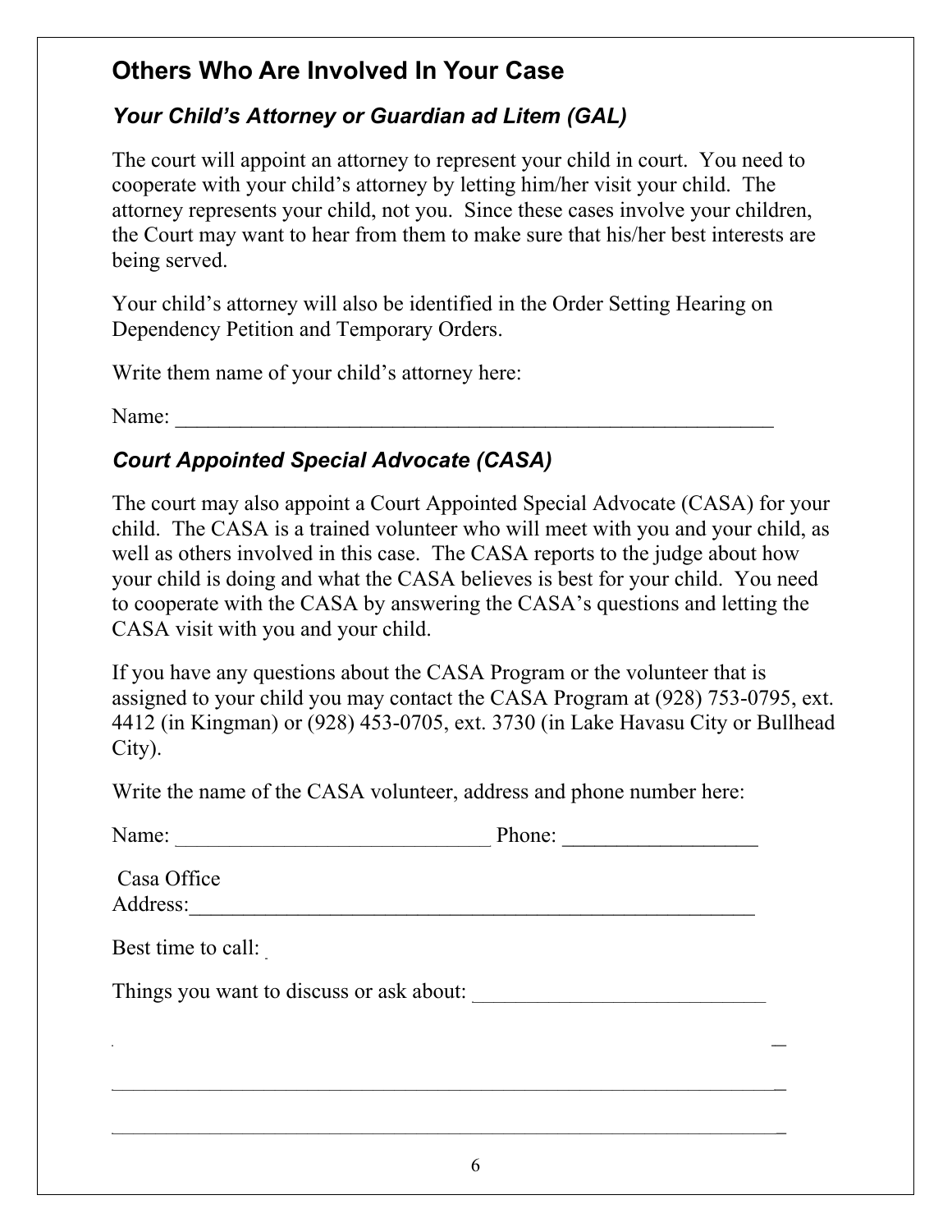## Others Who Are Involved In Your Case

### *Your Child's Attorney or Guardian ad Litem (GAL)*

The court will appoint an attorney to represent your child in court. You need to cooperate with your child's attorney by letting him/her visit your child. The attorney represents your child, not you. Since these cases involve your children, the Court may want to hear from them to make sure that his/her best interests are being served.

Your child's attorney will also be identified in the Order Setting Hearing on Dependency Petition and Temporary Orders.

Write them name of your child's attorney here:

Name: ___________________________________________________________

### *Court Appointed Special Advocate (CASA)*

The court may also appoint a Court Appointed Special Advocate (CASA) for your child. The CASA is a trained volunteer who will meet with you and your child, as well as others involved in this case. The CASA reports to the judge about how your child is doing and what the CASA believes is best for your child. You need to cooperate with the CASA by answering the CASA's questions and letting the CASA visit with you and your child.

If you have any questions about the CASA Program or the volunteer that is assigned to your child you may contact the CASA Program at (928) 753-0795, ext. 4412 (in Kingman) or (928) 453-0705, ext. 3730 (in Lake Havasu City or Bullhead City).

Write the name of the CASA volunteer, address and phone number here:

Name: ______________________________ Phone: __________________

Casa Office
Address:_______________________________________________________

Best time to call:

Things you want to discuss or ask about: ___________________________

_______________________________________________________________

_______________________________________________________________

_______________________________________________________________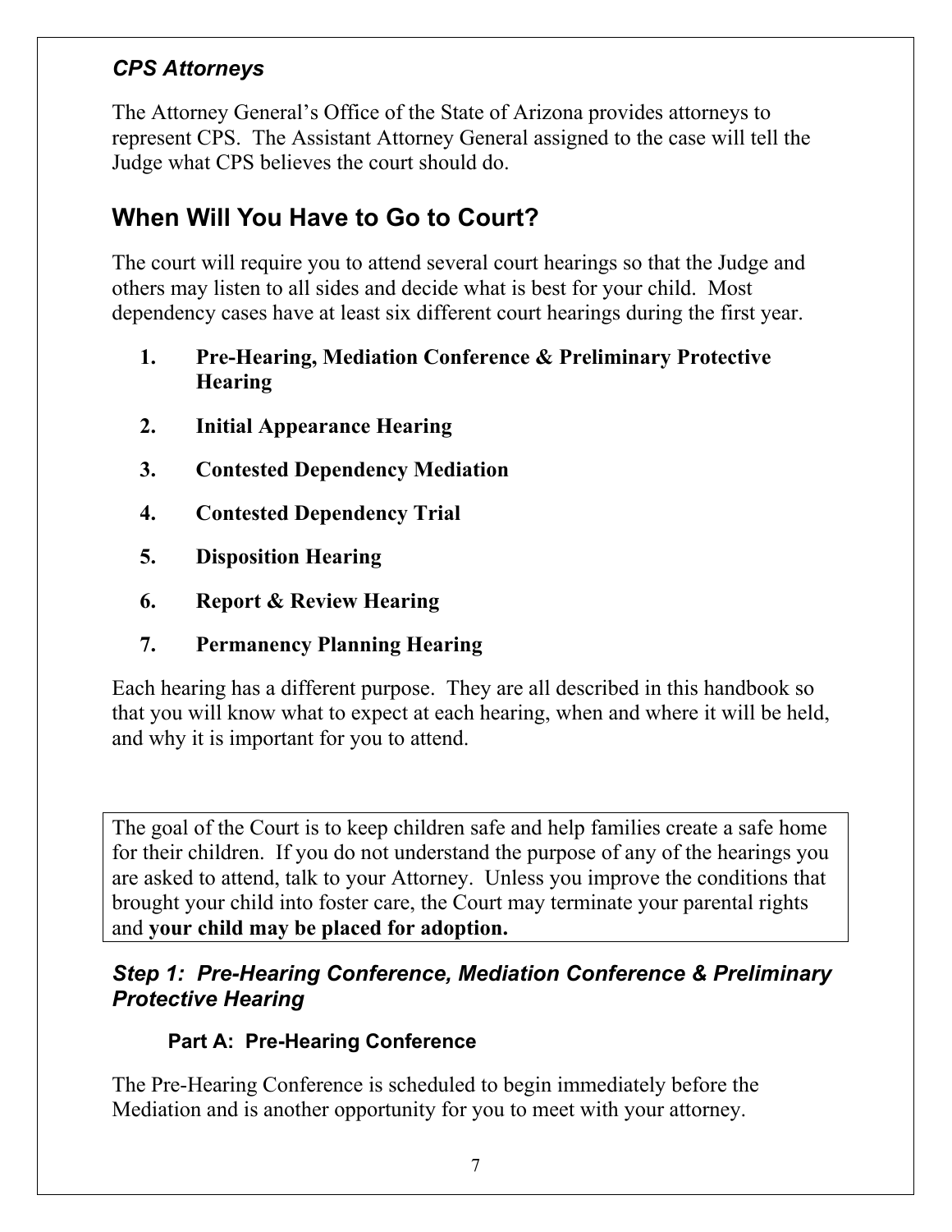### *CPS Attorneys*

The Attorney General's Office of the State of Arizona provides attorneys to represent CPS. The Assistant Attorney General assigned to the case will tell the Judge what CPS believes the court should do.

## When Will You Have to Go to Court?

The court will require you to attend several court hearings so that the Judge and others may listen to all sides and decide what is best for your child. Most dependency cases have at least six different court hearings during the first year.

1. **Pre-Hearing, Mediation Conference & Preliminary Protective Hearing**
2. **Initial Appearance Hearing**
3. **Contested Dependency Mediation**
4. **Contested Dependency Trial**
5. **Disposition Hearing**
6. **Report & Review Hearing**
7. **Permanency Planning Hearing**

Each hearing has a different purpose. They are all described in this handbook so that you will know what to expect at each hearing, when and where it will be held, and why it is important for you to attend.

> The goal of the Court is to keep children safe and help families create a safe home for their children. If you do not understand the purpose of any of the hearings you are asked to attend, talk to your Attorney. Unless you improve the conditions that brought your child into foster care, the Court may terminate your parental rights and **your child may be placed for adoption.**

### *Step 1: Pre-Hearing Conference, Mediation Conference & Preliminary Protective Hearing*

#### Part A: Pre-Hearing Conference

The Pre-Hearing Conference is scheduled to begin immediately before the Mediation and is another opportunity for you to meet with your attorney.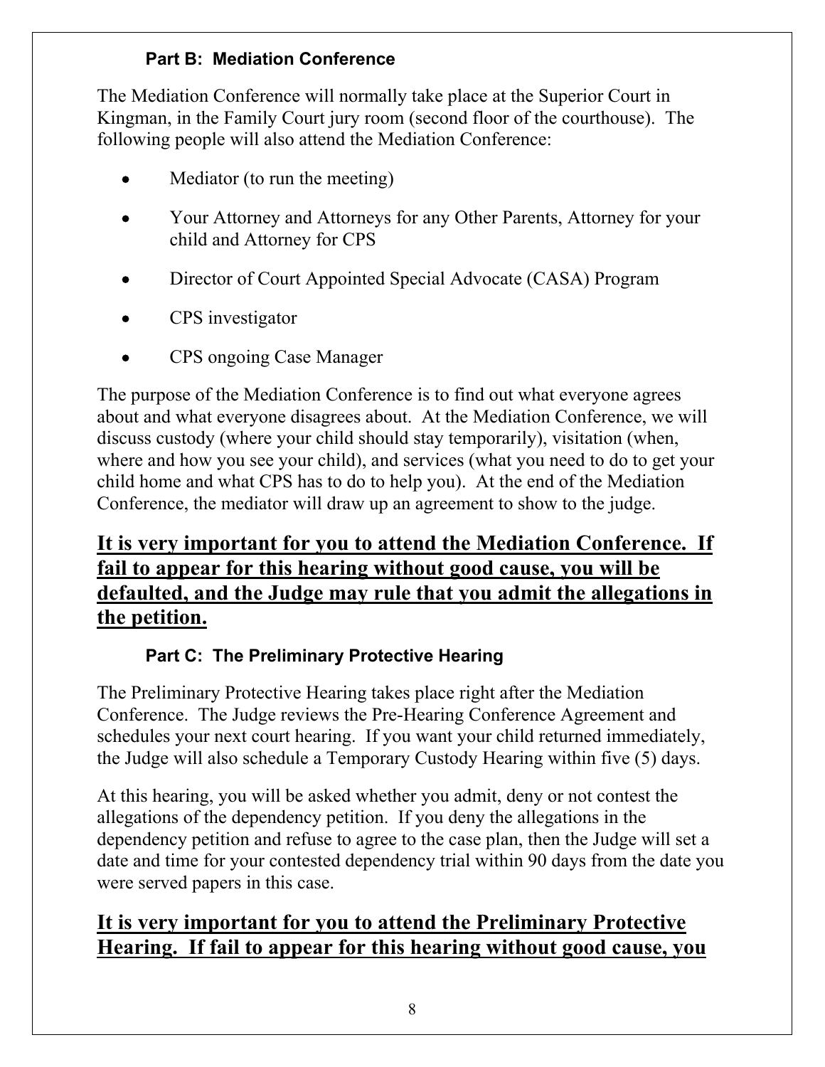### Part B: Mediation Conference

The Mediation Conference will normally take place at the Superior Court in Kingman, in the Family Court jury room (second floor of the courthouse). The following people will also attend the Mediation Conference:

- Mediator (to run the meeting)
- Your Attorney and Attorneys for any Other Parents, Attorney for your child and Attorney for CPS
- Director of Court Appointed Special Advocate (CASA) Program
- CPS investigator
- CPS ongoing Case Manager

The purpose of the Mediation Conference is to find out what everyone agrees about and what everyone disagrees about. At the Mediation Conference, we will discuss custody (where your child should stay temporarily), visitation (when, where and how you see your child), and services (what you need to do to get your child home and what CPS has to do to help you). At the end of the Mediation Conference, the mediator will draw up an agreement to show to the judge.

**<u>It is very important for you to attend the Mediation Conference. If fail to appear for this hearing without good cause, you will be defaulted, and the Judge may rule that you admit the allegations in the petition.</u>**

### Part C: The Preliminary Protective Hearing

The Preliminary Protective Hearing takes place right after the Mediation Conference. The Judge reviews the Pre-Hearing Conference Agreement and schedules your next court hearing. If you want your child returned immediately, the Judge will also schedule a Temporary Custody Hearing within five (5) days.

At this hearing, you will be asked whether you admit, deny or not contest the allegations of the dependency petition. If you deny the allegations in the dependency petition and refuse to agree to the case plan, then the Judge will set a date and time for your contested dependency trial within 90 days from the date you were served papers in this case.

**<u>It is very important for you to attend the Preliminary Protective Hearing. If fail to appear for this hearing without good cause, you</u>**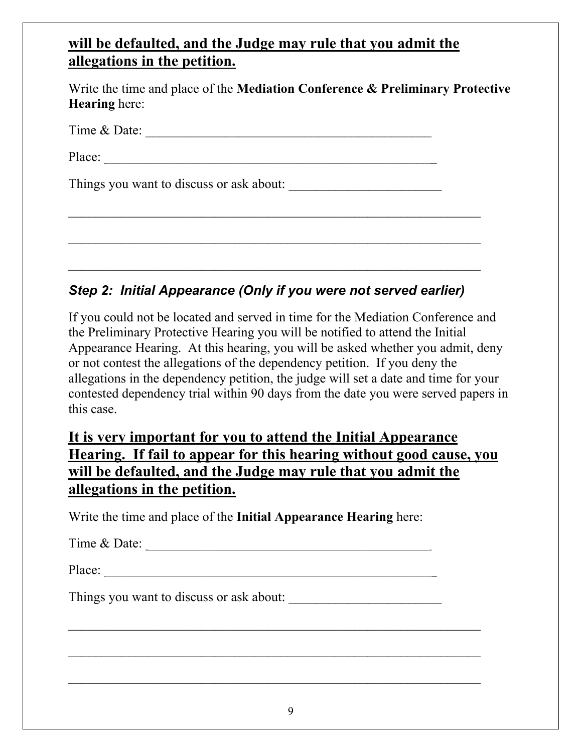**<u>will be defaulted, and the Judge may rule that you admit the allegations in the petition.</u>**

Write the time and place of the **Mediation Conference & Preliminary Protective Hearing** here:

Time & Date: ____________________________________________

Place: ____________________________________________________

Things you want to discuss or ask about: _______________________

_________________________________________________________________

_________________________________________________________________

_________________________________________________________________

### *Step 2: Initial Appearance (Only if you were not served earlier)*

If you could not be located and served in time for the Mediation Conference and the Preliminary Protective Hearing you will be notified to attend the Initial Appearance Hearing. At this hearing, you will be asked whether you admit, deny or not contest the allegations of the dependency petition. If you deny the allegations in the dependency petition, the judge will set a date and time for your contested dependency trial within 90 days from the date you were served papers in this case.

**<u>It is very important for you to attend the Initial Appearance Hearing. If fail to appear for this hearing without good cause, you will be defaulted, and the Judge may rule that you admit the allegations in the petition.</u>**

Write the time and place of the **Initial Appearance Hearing** here:

Time & Date: ____________________________________________

Place: ____________________________________________________

Things you want to discuss or ask about: _______________________

_________________________________________________________________

_________________________________________________________________

_________________________________________________________________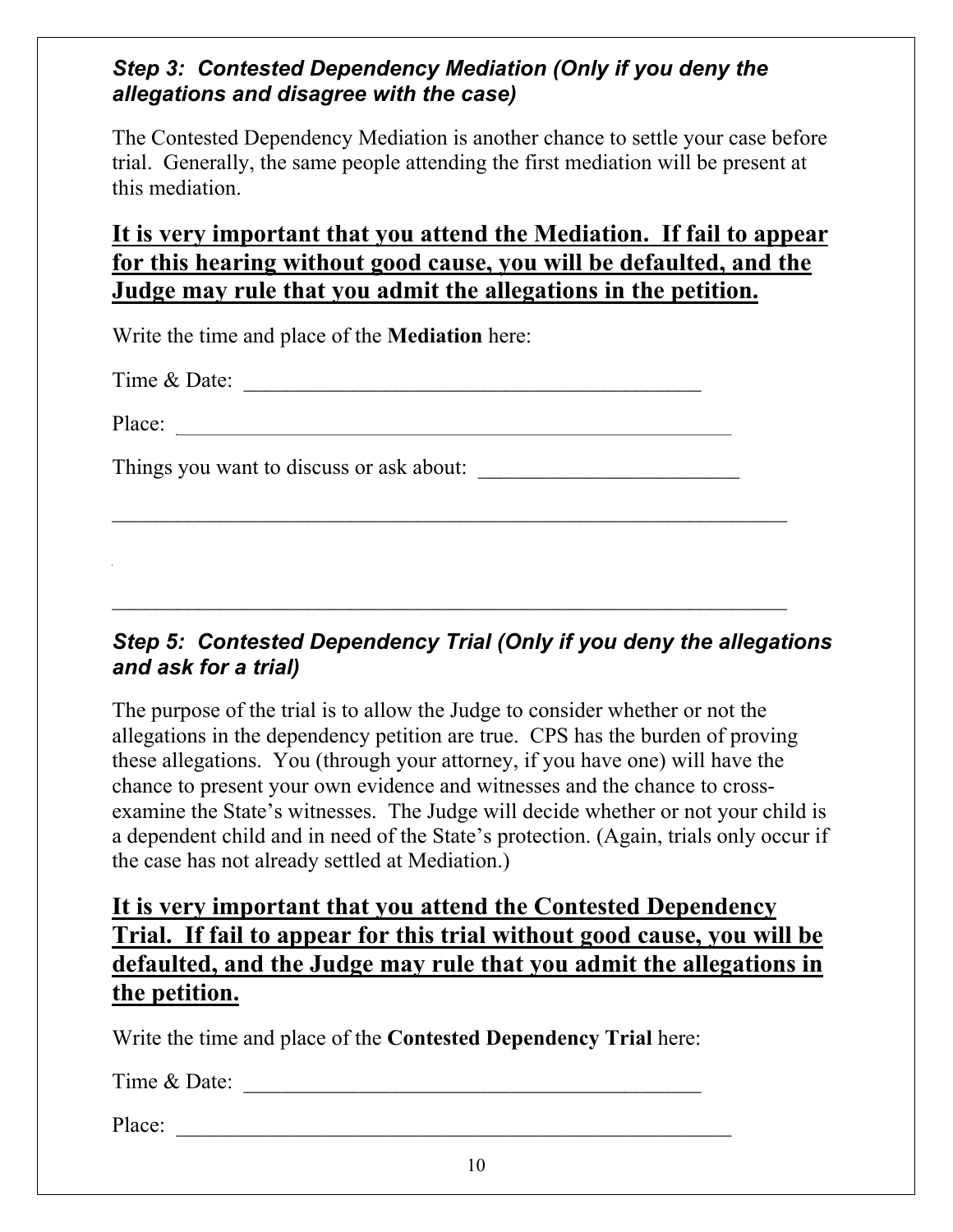### *Step 3: Contested Dependency Mediation (Only if you deny the allegations and disagree with the case)*

The Contested Dependency Mediation is another chance to settle your case before trial. Generally, the same people attending the first mediation will be present at this mediation.

## <u>**It is very important that you attend the Mediation. If fail to appear for this hearing without good cause, you will be defaulted, and the Judge may rule that you admit the allegations in the petition.**</u>

Write the time and place of the **Mediation** here:

Time & Date: ___________________________________________

Place: ____________________________________________________

Things you want to discuss or ask about: ________________________

_________________________________________________________________

_________________________________________________________________

### *Step 5: Contested Dependency Trial (Only if you deny the allegations and ask for a trial)*

The purpose of the trial is to allow the Judge to consider whether or not the allegations in the dependency petition are true. CPS has the burden of proving these allegations. You (through your attorney, if you have one) will have the chance to present your own evidence and witnesses and the chance to cross-examine the State's witnesses. The Judge will decide whether or not your child is a dependent child and in need of the State's protection. (Again, trials only occur if the case has not already settled at Mediation.)

## <u>**It is very important that you attend the Contested Dependency Trial. If fail to appear for this trial without good cause, you will be defaulted, and the Judge may rule that you admit the allegations in the petition.**</u>

Write the time and place of the **Contested Dependency Trial** here:

Time & Date: ___________________________________________

Place: ____________________________________________________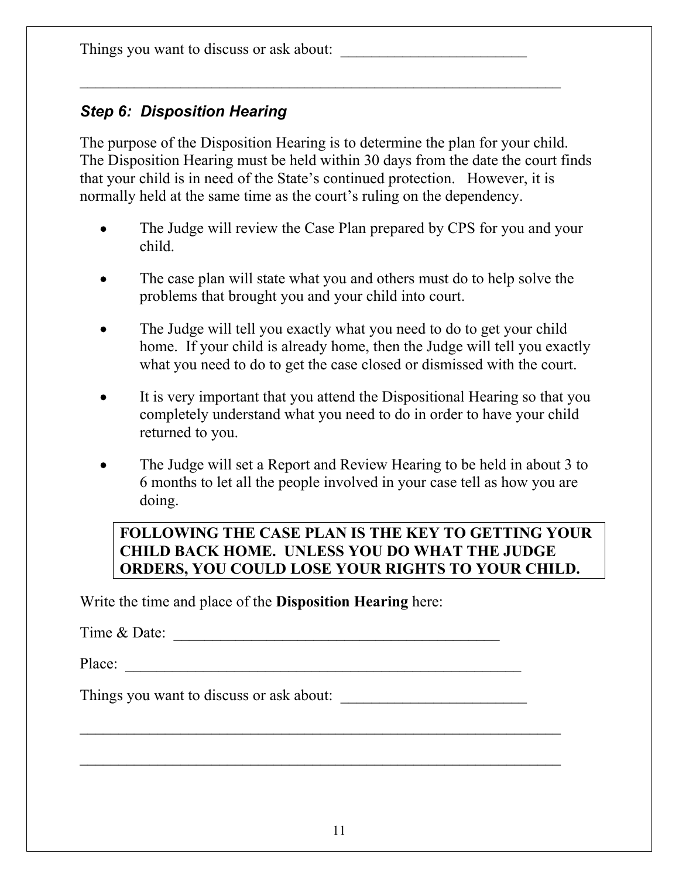Things you want to discuss or ask about: ________________________

_________________________________________________________________

### *Step 6: Disposition Hearing*

The purpose of the Disposition Hearing is to determine the plan for your child. The Disposition Hearing must be held within 30 days from the date the court finds that your child is in need of the State's continued protection. However, it is normally held at the same time as the court's ruling on the dependency.

- The Judge will review the Case Plan prepared by CPS for you and your child.
- The case plan will state what you and others must do to help solve the problems that brought you and your child into court.
- The Judge will tell you exactly what you need to do to get your child home. If your child is already home, then the Judge will tell you exactly what you need to do to get the case closed or dismissed with the court.
- It is very important that you attend the Dispositional Hearing so that you completely understand what you need to do in order to have your child returned to you.
- The Judge will set a Report and Review Hearing to be held in about 3 to 6 months to let all the people involved in your case tell as how you are doing.

**FOLLOWING THE CASE PLAN IS THE KEY TO GETTING YOUR CHILD BACK HOME. UNLESS YOU DO WHAT THE JUDGE ORDERS, YOU COULD LOSE YOUR RIGHTS TO YOUR CHILD.**

Write the time and place of the **Disposition Hearing** here:

Time & Date: ___________________________________________

Place: ____________________________________________________

Things you want to discuss or ask about: ________________________

_________________________________________________________________

_________________________________________________________________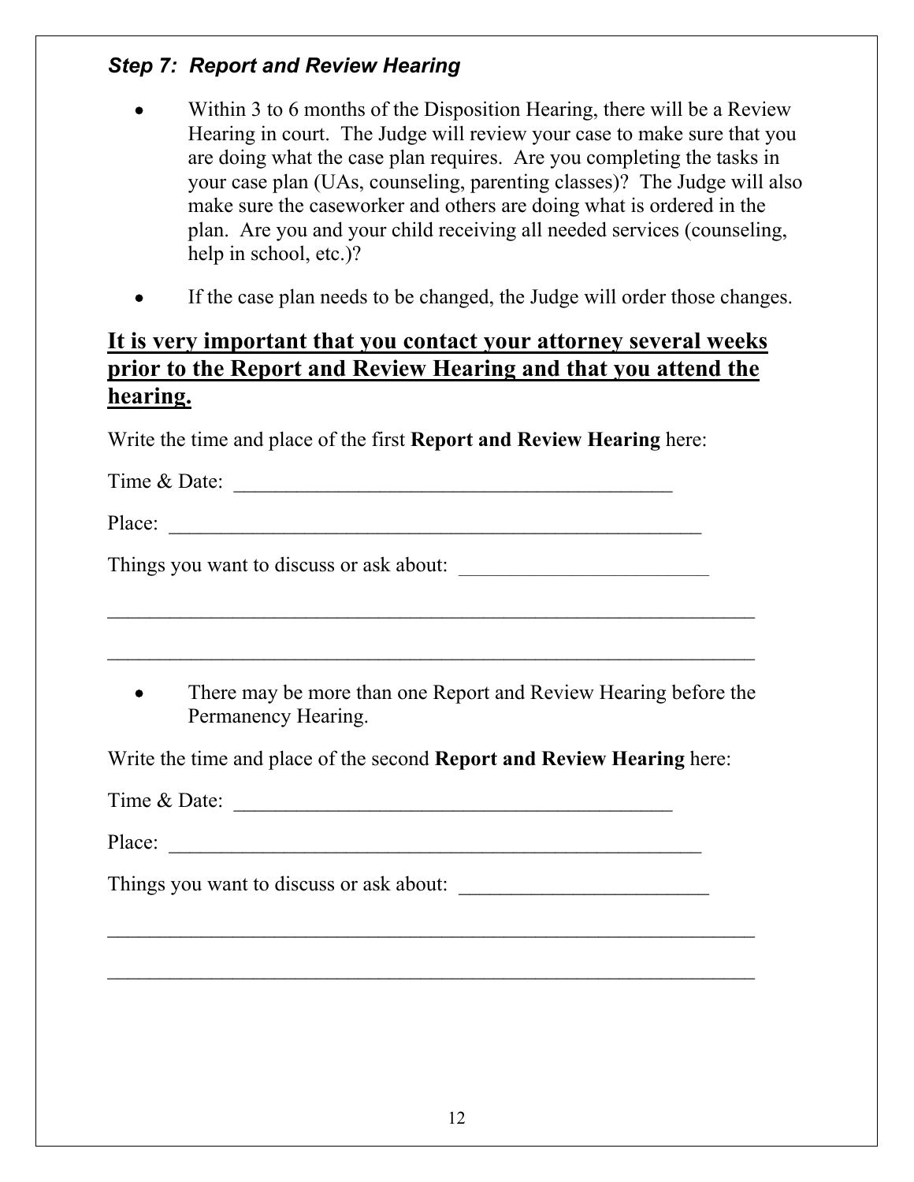### *Step 7: Report and Review Hearing*

- Within 3 to 6 months of the Disposition Hearing, there will be a Review Hearing in court. The Judge will review your case to make sure that you are doing what the case plan requires. Are you completing the tasks in your case plan (UAs, counseling, parenting classes)? The Judge will also make sure the caseworker and others are doing what is ordered in the plan. Are you and your child receiving all needed services (counseling, help in school, etc.)?
- If the case plan needs to be changed, the Judge will order those changes.

## <u>It is very important that you contact your attorney several weeks prior to the Report and Review Hearing and that you attend the hearing.</u>

Write the time and place of the first **Report and Review Hearing** here:

Time & Date: ___________________________________________

Place: ____________________________________________________

Things you want to discuss or ask about: ________________________

_________________________________________________________________

_________________________________________________________________

- There may be more than one Report and Review Hearing before the Permanency Hearing.

Write the time and place of the second **Report and Review Hearing** here:

Time & Date: ___________________________________________

Place: ____________________________________________________

Things you want to discuss or ask about: ________________________

_________________________________________________________________

_________________________________________________________________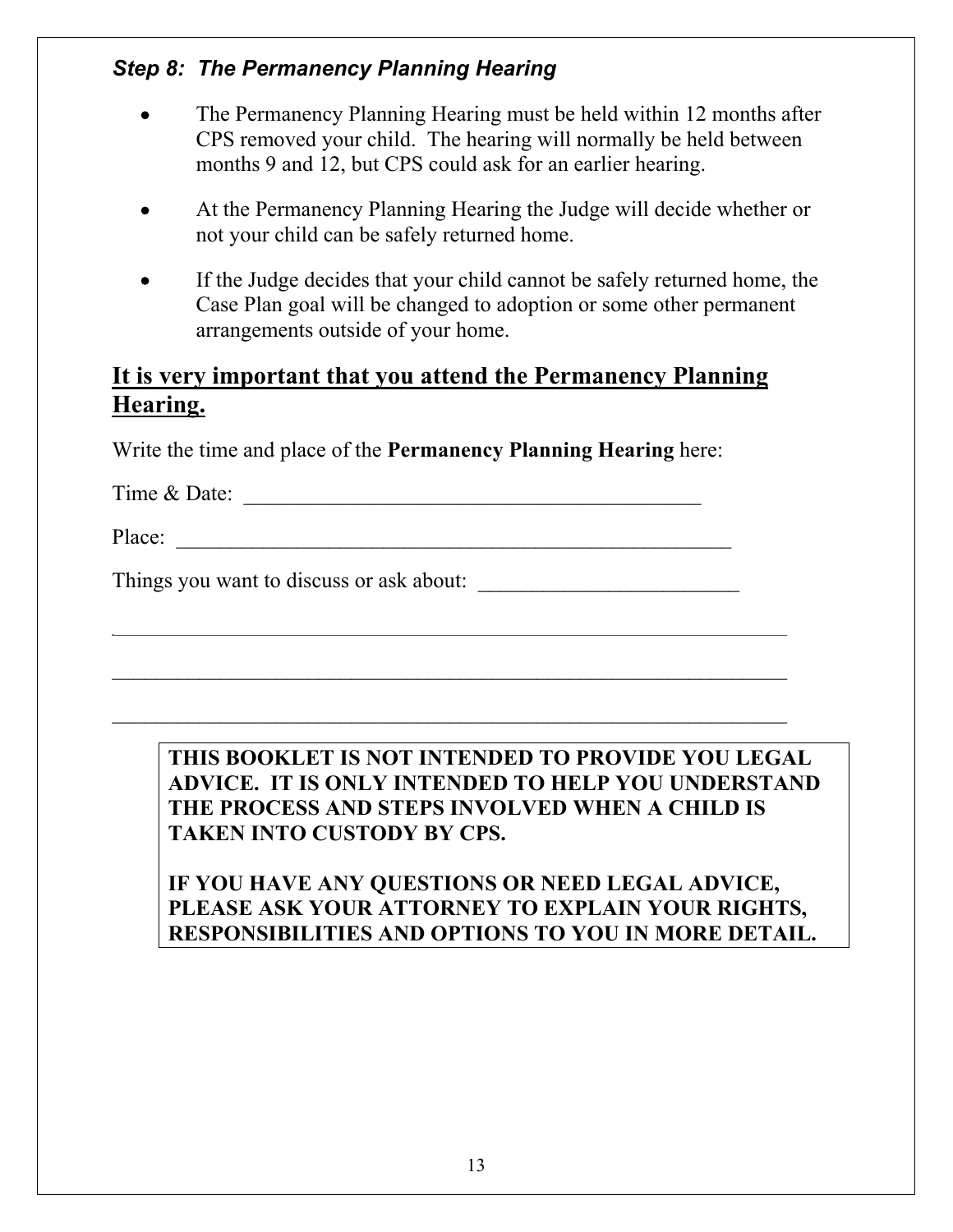### *Step 8: The Permanency Planning Hearing*

- The Permanency Planning Hearing must be held within 12 months after CPS removed your child. The hearing will normally be held between months 9 and 12, but CPS could ask for an earlier hearing.
- At the Permanency Planning Hearing the Judge will decide whether or not your child can be safely returned home.
- If the Judge decides that your child cannot be safely returned home, the Case Plan goal will be changed to adoption or some other permanent arrangements outside of your home.

## <u>It is very important that you attend the Permanency Planning Hearing.</u>

Write the time and place of the **Permanency Planning Hearing** here:

Time & Date: ___________________________________________

Place: _____________________________________________________

Things you want to discuss or ask about: ________________________

_________________________________________________________________

_________________________________________________________________

_________________________________________________________________

**THIS BOOKLET IS NOT INTENDED TO PROVIDE YOU LEGAL ADVICE. IT IS ONLY INTENDED TO HELP YOU UNDERSTAND THE PROCESS AND STEPS INVOLVED WHEN A CHILD IS TAKEN INTO CUSTODY BY CPS.**

**IF YOU HAVE ANY QUESTIONS OR NEED LEGAL ADVICE, PLEASE ASK YOUR ATTORNEY TO EXPLAIN YOUR RIGHTS, RESPONSIBILITIES AND OPTIONS TO YOU IN MORE DETAIL.**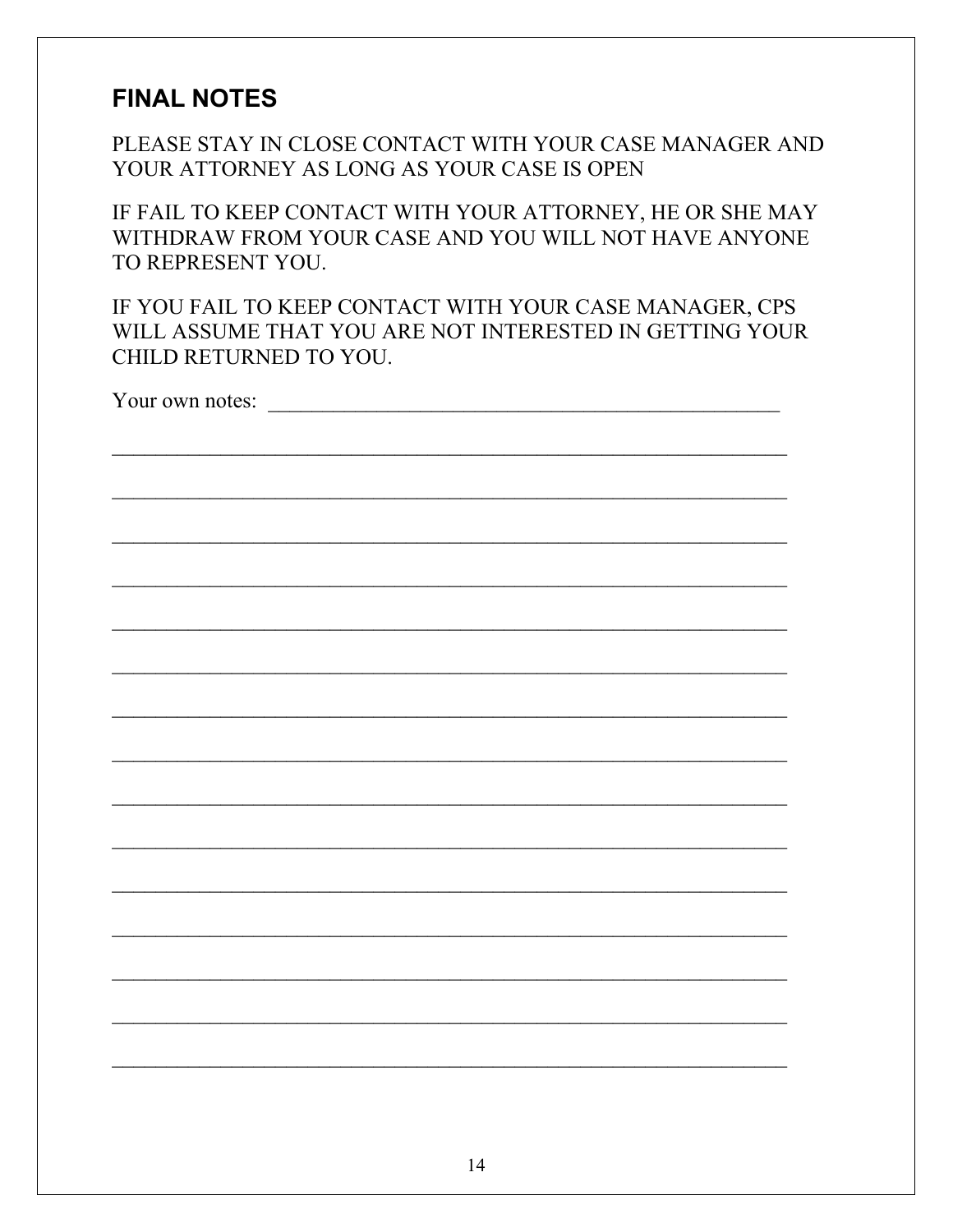## FINAL NOTES

PLEASE STAY IN CLOSE CONTACT WITH YOUR CASE MANAGER AND YOUR ATTORNEY AS LONG AS YOUR CASE IS OPEN

IF FAIL TO KEEP CONTACT WITH YOUR ATTORNEY, HE OR SHE MAY WITHDRAW FROM YOUR CASE AND YOU WILL NOT HAVE ANYONE TO REPRESENT YOU.

IF YOU FAIL TO KEEP CONTACT WITH YOUR CASE MANAGER, CPS WILL ASSUME THAT YOU ARE NOT INTERESTED IN GETTING YOUR CHILD RETURNED TO YOU.

Your own notes: ______________________________________________

_________________________________________________________________

_________________________________________________________________

_________________________________________________________________

_________________________________________________________________

_________________________________________________________________

_________________________________________________________________

_________________________________________________________________

_________________________________________________________________

_________________________________________________________________

_________________________________________________________________

_________________________________________________________________

_________________________________________________________________

_________________________________________________________________

_________________________________________________________________

_________________________________________________________________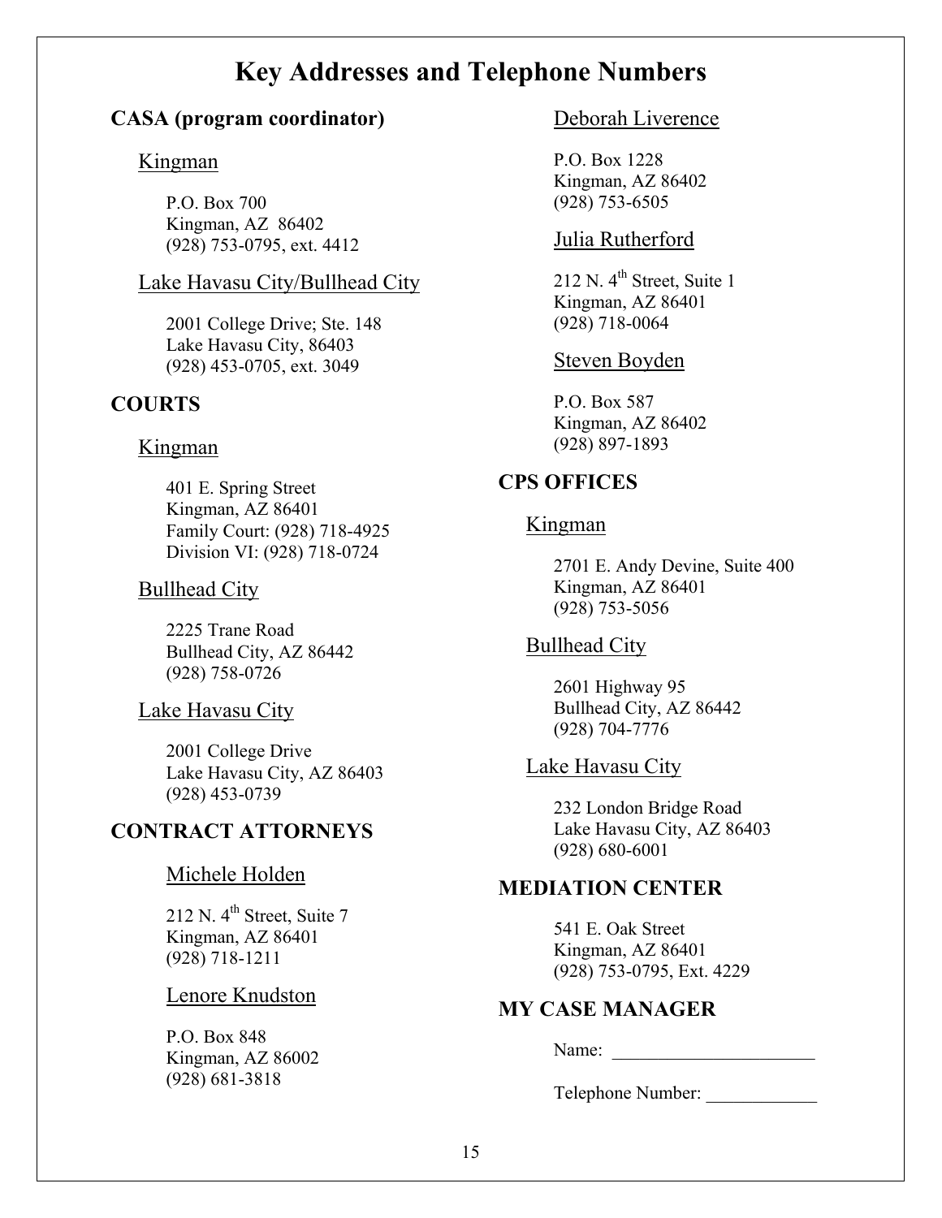# Key Addresses and Telephone Numbers

## CASA (program coordinator)

### Kingman

P.O. Box 700
Kingman, AZ 86402
(928) 753-0795, ext. 4412

### Lake Havasu City/Bullhead City

2001 College Drive; Ste. 148
Lake Havasu City, 86403
(928) 453-0705, ext. 3049

## COURTS

### Kingman

401 E. Spring Street
Kingman, AZ 86401
Family Court: (928) 718-4925
Division VI: (928) 718-0724

### Bullhead City

2225 Trane Road
Bullhead City, AZ 86442
(928) 758-0726

### Lake Havasu City

2001 College Drive
Lake Havasu City, AZ 86403
(928) 453-0739

## CONTRACT ATTORNEYS

### Michele Holden

212 N. 4th Street, Suite 7
Kingman, AZ 86401
(928) 718-1211

### Lenore Knudston

P.O. Box 848
Kingman, AZ 86002
(928) 681-3818

### Deborah Liverence

P.O. Box 1228
Kingman, AZ 86402
(928) 753-6505

### Julia Rutherford

212 N. 4th Street, Suite 1
Kingman, AZ 86401
(928) 718-0064

### Steven Boyden

P.O. Box 587
Kingman, AZ 86402
(928) 897-1893

## CPS OFFICES

### Kingman

2701 E. Andy Devine, Suite 400
Kingman, AZ 86401
(928) 753-5056

### Bullhead City

2601 Highway 95
Bullhead City, AZ 86442
(928) 704-7776

### Lake Havasu City

232 London Bridge Road
Lake Havasu City, AZ 86403
(928) 680-6001

## MEDIATION CENTER

541 E. Oak Street
Kingman, AZ 86401
(928) 753-0795, Ext. 4229

## MY CASE MANAGER

Name: ______________________

Telephone Number: ____________